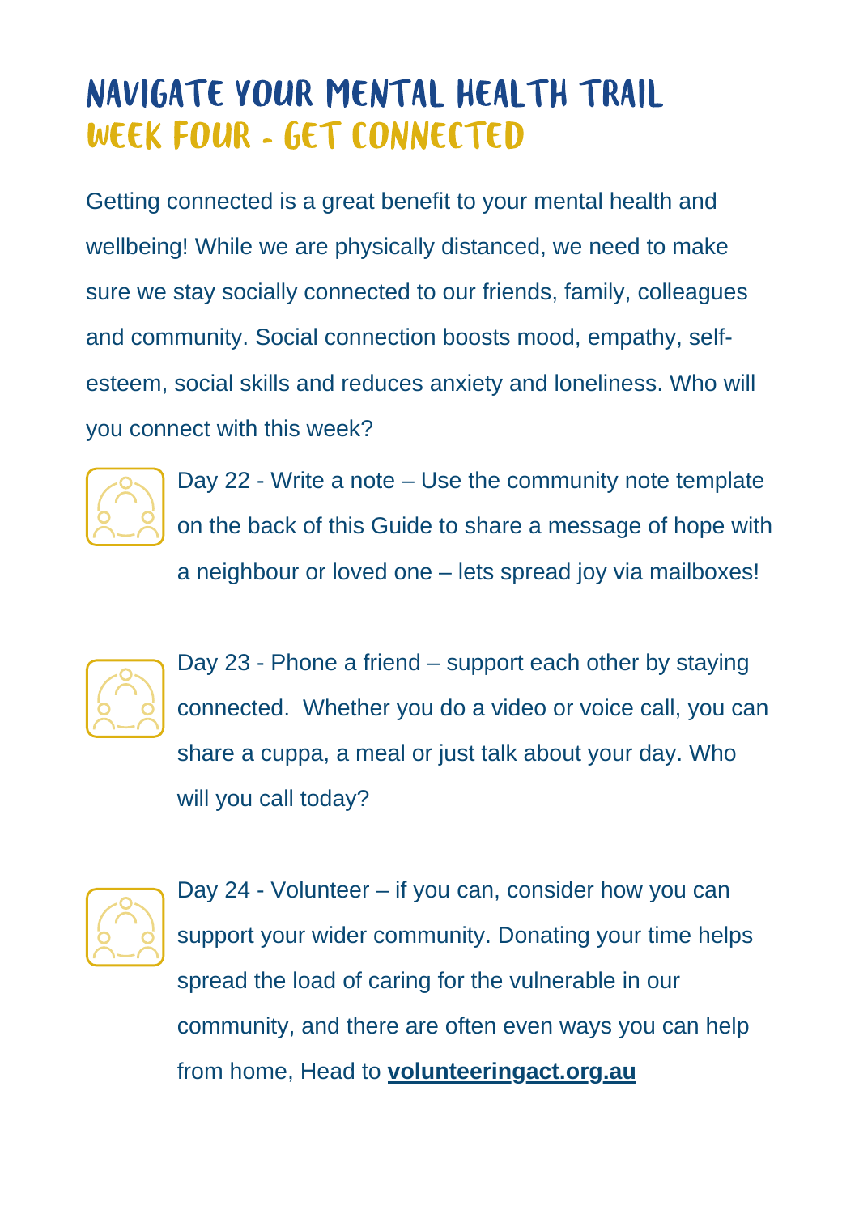# NAVIGATE YOUR MENTAL HEALTH TRAIL

## WEEK FOUR - GET CONNECTED

Getting connected is a great benefit to your mental health and wellbeing! While we are physically distanced, we need to make sure we stay socially connected to our friends, family, colleagues and community. Social connection boosts mood, empathy, self-esteem, social skills and reduces anxiety and loneliness. Who will you connect with this week?

Day 22 - Write a note – Use the community note template on the back of this Guide to share a message of hope with a neighbour or loved one – lets spread joy via mailboxes!

Day 23 - Phone a friend – support each other by staying connected. Whether you do a video or voice call, you can share a cuppa, a meal or just talk about your day. Who will you call today?

Day 24 - Volunteer – if you can, consider how you can support your wider community. Donating your time helps spread the load of caring for the vulnerable in our community, and there are often even ways you can help from home, Head to **volunteeringact.org.au**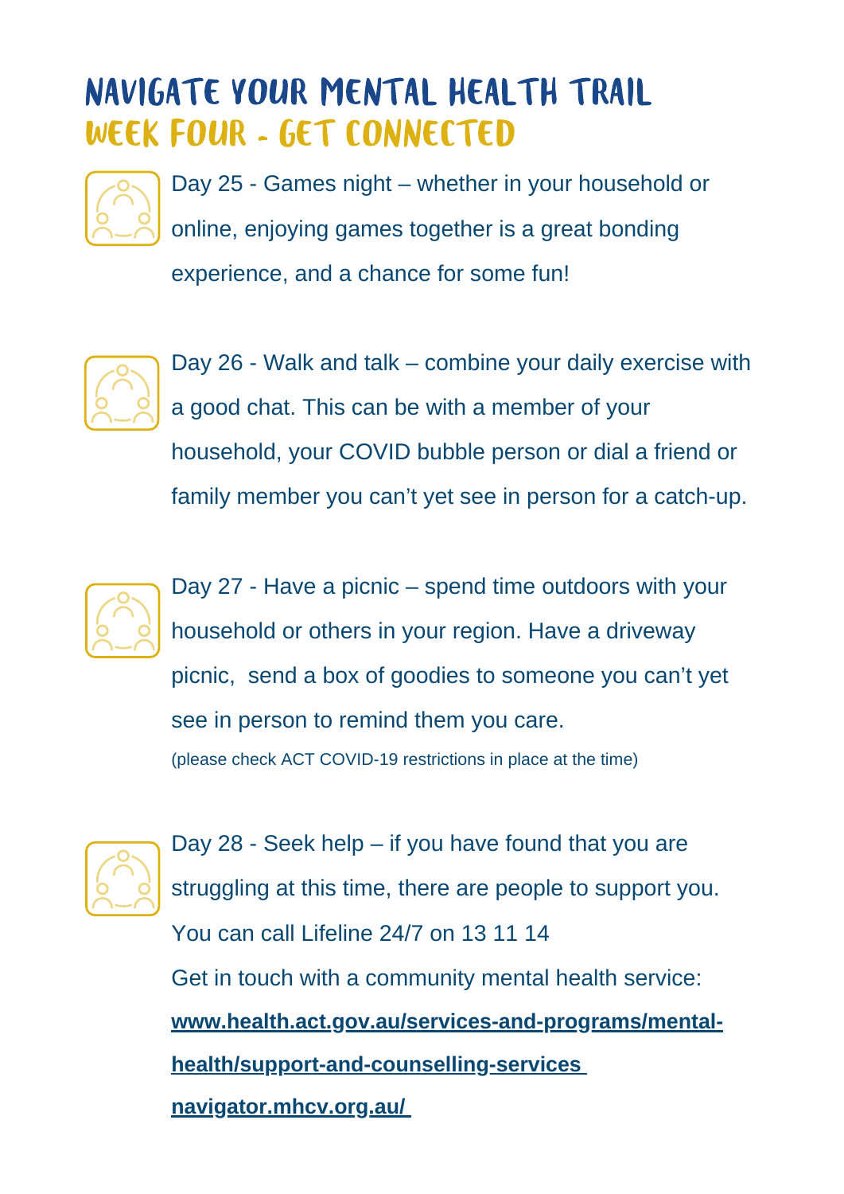# NAVIGATE YOUR MENTAL HEALTH TRAIL

## WEEK FOUR - GET CONNECTED

Day 25 - Games night – whether in your household or online, enjoying games together is a great bonding experience, and a chance for some fun!

Day 26 - Walk and talk – combine your daily exercise with a good chat. This can be with a member of your household, your COVID bubble person or dial a friend or family member you can't yet see in person for a catch-up.

Day 27 - Have a picnic – spend time outdoors with your household or others in your region. Have a driveway picnic, send a box of goodies to someone you can't yet see in person to remind them you care.

(please check ACT COVID-19 restrictions in place at the time)

Day 28 - Seek help – if you have found that you are struggling at this time, there are people to support you.

You can call Lifeline 24/7 on 13 11 14

Get in touch with a community mental health service:

**www.health.act.gov.au/services-and-programs/mental-health/support-and-counselling-services**

**navigator.mhcv.org.au/**